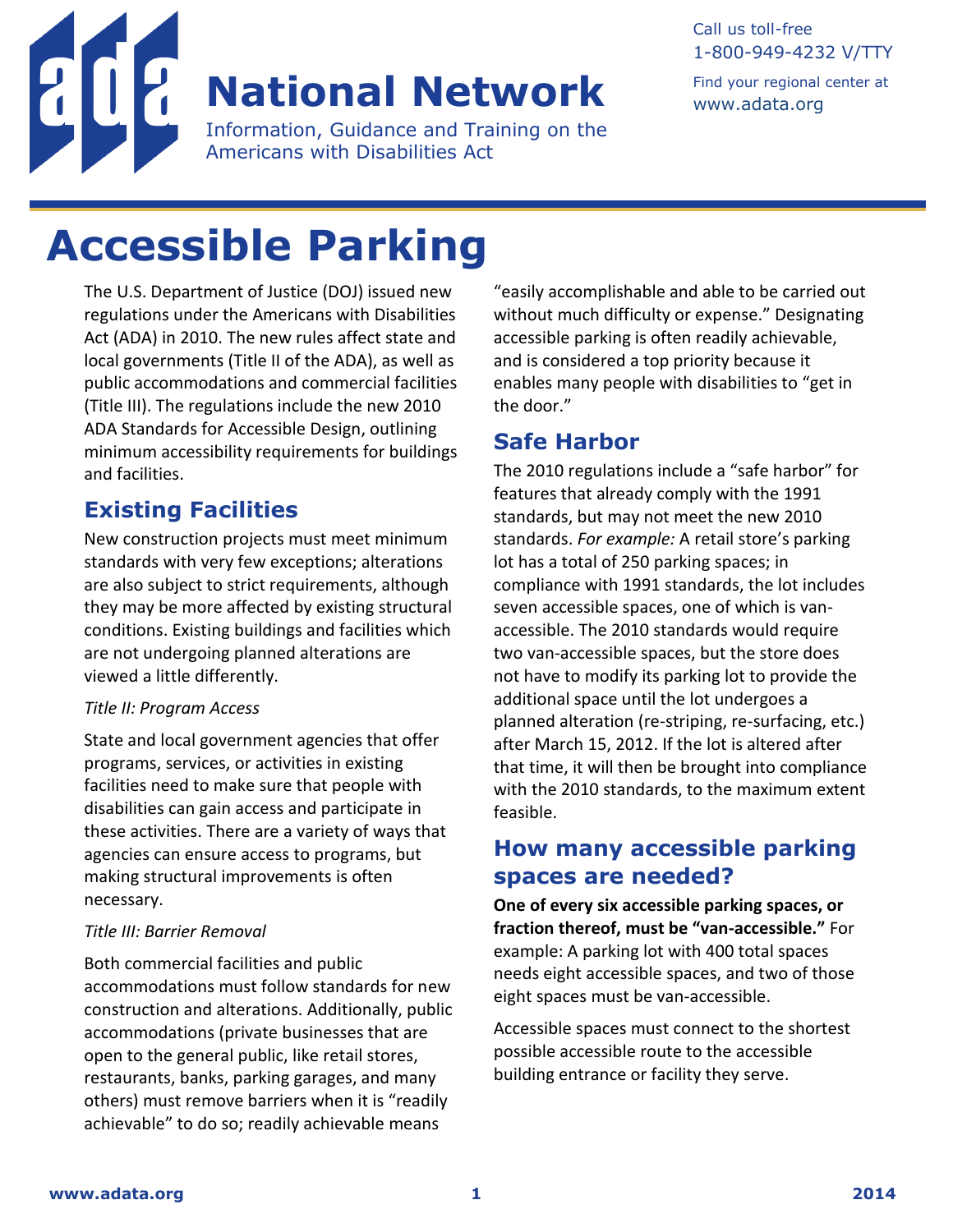# ADA National Network

Information, Guidance and Training on the Americans with Disabilities Act

Call us toll-free 1-800-949-4232 V/TTY

Find your regional center at www.adata.org

# Accessible Parking

The U.S. Department of Justice (DOJ) issued new regulations under the Americans with Disabilities Act (ADA) in 2010. The new rules affect state and local governments (Title II of the ADA), as well as public accommodations and commercial facilities (Title III). The regulations include the new 2010 ADA Standards for Accessible Design, outlining minimum accessibility requirements for buildings and facilities.

## Existing Facilities

New construction projects must meet minimum standards with very few exceptions; alterations are also subject to strict requirements, although they may be more affected by existing structural conditions. Existing buildings and facilities which are not undergoing planned alterations are viewed a little differently.

*Title II: Program Access*

State and local government agencies that offer programs, services, or activities in existing facilities need to make sure that people with disabilities can gain access and participate in these activities. There are a variety of ways that agencies can ensure access to programs, but making structural improvements is often necessary.

*Title III: Barrier Removal*

Both commercial facilities and public accommodations must follow standards for new construction and alterations. Additionally, public accommodations (private businesses that are open to the general public, like retail stores, restaurants, banks, parking garages, and many others) must remove barriers when it is "readily achievable" to do so; readily achievable means "easily accomplishable and able to be carried out without much difficulty or expense." Designating accessible parking is often readily achievable, and is considered a top priority because it enables many people with disabilities to "get in the door."

## Safe Harbor

The 2010 regulations include a "safe harbor" for features that already comply with the 1991 standards, but may not meet the new 2010 standards. *For example:* A retail store's parking lot has a total of 250 parking spaces; in compliance with 1991 standards, the lot includes seven accessible spaces, one of which is van-accessible. The 2010 standards would require two van-accessible spaces, but the store does not have to modify its parking lot to provide the additional space until the lot undergoes a planned alteration (re-striping, re-surfacing, etc.) after March 15, 2012. If the lot is altered after that time, it will then be brought into compliance with the 2010 standards, to the maximum extent feasible.

## How many accessible parking spaces are needed?

**One of every six accessible parking spaces, or fraction thereof, must be "van-accessible."** For example: A parking lot with 400 total spaces needs eight accessible spaces, and two of those eight spaces must be van-accessible.

Accessible spaces must connect to the shortest possible accessible route to the accessible building entrance or facility they serve.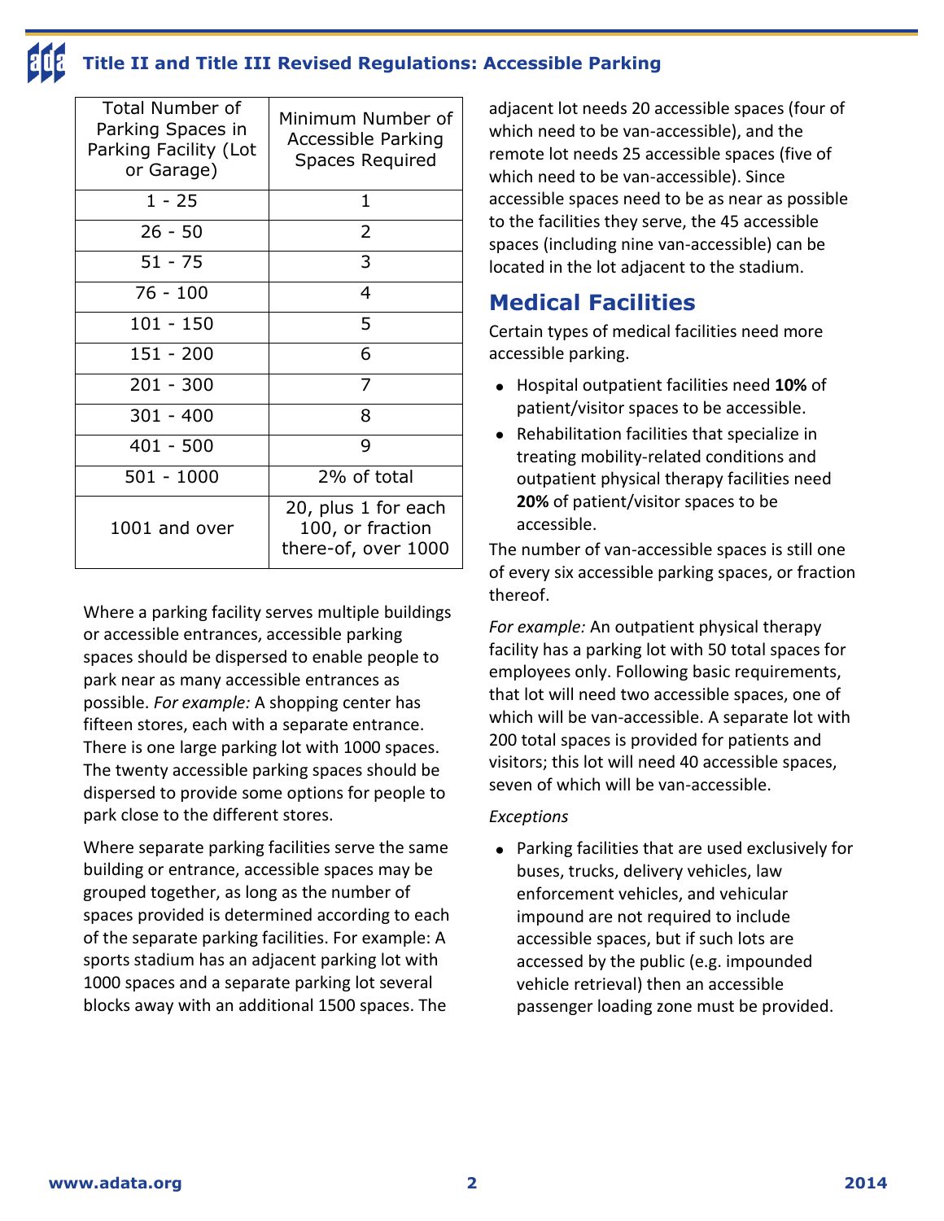| Total Number of Parking Spaces in Parking Facility (Lot or Garage) | Minimum Number of Accessible Parking Spaces Required |
|---|---|
| 1 - 25 | 1 |
| 26 - 50 | 2 |
| 51 - 75 | 3 |
| 76 - 100 | 4 |
| 101 - 150 | 5 |
| 151 - 200 | 6 |
| 201 - 300 | 7 |
| 301 - 400 | 8 |
| 401 - 500 | 9 |
| 501 - 1000 | 2% of total |
| 1001 and over | 20, plus 1 for each 100, or fraction there-of, over 1000 |

Where a parking facility serves multiple buildings or accessible entrances, accessible parking spaces should be dispersed to enable people to park near as many accessible entrances as possible. *For example:* A shopping center has fifteen stores, each with a separate entrance. There is one large parking lot with 1000 spaces. The twenty accessible parking spaces should be dispersed to provide some options for people to park close to the different stores.

Where separate parking facilities serve the same building or entrance, accessible spaces may be grouped together, as long as the number of spaces provided is determined according to each of the separate parking facilities. For example: A sports stadium has an adjacent parking lot with 1000 spaces and a separate parking lot several blocks away with an additional 1500 spaces. The adjacent lot needs 20 accessible spaces (four of which need to be van-accessible), and the remote lot needs 25 accessible spaces (five of which need to be van-accessible). Since accessible spaces need to be as near as possible to the facilities they serve, the 45 accessible spaces (including nine van-accessible) can be located in the lot adjacent to the stadium.

## Medical Facilities

Certain types of medical facilities need more accessible parking.

- Hospital outpatient facilities need **10%** of patient/visitor spaces to be accessible.
- Rehabilitation facilities that specialize in treating mobility-related conditions and outpatient physical therapy facilities need **20%** of patient/visitor spaces to be accessible.

The number of van-accessible spaces is still one of every six accessible parking spaces, or fraction thereof.

*For example:* An outpatient physical therapy facility has a parking lot with 50 total spaces for employees only. Following basic requirements, that lot will need two accessible spaces, one of which will be van-accessible. A separate lot with 200 total spaces is provided for patients and visitors; this lot will need 40 accessible spaces, seven of which will be van-accessible.

*Exceptions*

- Parking facilities that are used exclusively for buses, trucks, delivery vehicles, law enforcement vehicles, and vehicular impound are not required to include accessible spaces, but if such lots are accessed by the public (e.g. impounded vehicle retrieval) then an accessible passenger loading zone must be provided.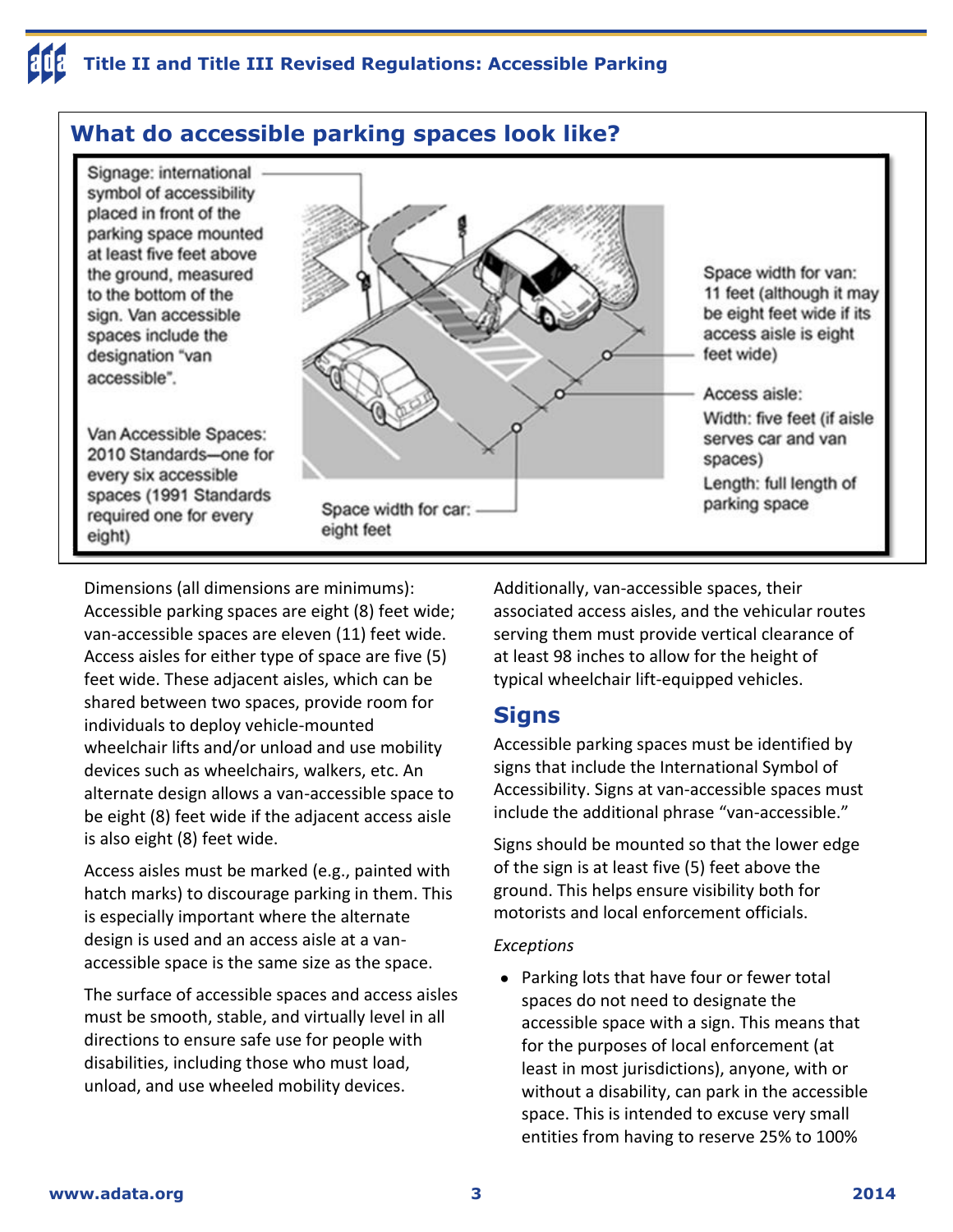## What do accessible parking spaces look like?

Signage: international symbol of accessibility placed in front of the parking space mounted at least five feet above the ground, measured to the bottom of the sign. Van accessible spaces include the designation "van accessible".

Van Accessible Spaces: 2010 Standards—one for every six accessible spaces (1991 Standards required one for every eight)

Space width for car: eight feet

Space width for van: 11 feet (although it may be eight feet wide if its access aisle is eight feet wide)

Access aisle:
Width: five feet (if aisle serves car and van spaces)
Length: full length of parking space

Dimensions (all dimensions are minimums): Accessible parking spaces are eight (8) feet wide; van-accessible spaces are eleven (11) feet wide. Access aisles for either type of space are five (5) feet wide. These adjacent aisles, which can be shared between two spaces, provide room for individuals to deploy vehicle-mounted wheelchair lifts and/or unload and use mobility devices such as wheelchairs, walkers, etc. An alternate design allows a van-accessible space to be eight (8) feet wide if the adjacent access aisle is also eight (8) feet wide.

Access aisles must be marked (e.g., painted with hatch marks) to discourage parking in them. This is especially important where the alternate design is used and an access aisle at a van-accessible space is the same size as the space.

The surface of accessible spaces and access aisles must be smooth, stable, and virtually level in all directions to ensure safe use for people with disabilities, including those who must load, unload, and use wheeled mobility devices.

Additionally, van-accessible spaces, their associated access aisles, and the vehicular routes serving them must provide vertical clearance of at least 98 inches to allow for the height of typical wheelchair lift-equipped vehicles.

## Signs

Accessible parking spaces must be identified by signs that include the International Symbol of Accessibility. Signs at van-accessible spaces must include the additional phrase "van-accessible."

Signs should be mounted so that the lower edge of the sign is at least five (5) feet above the ground. This helps ensure visibility both for motorists and local enforcement officials.

*Exceptions*

- Parking lots that have four or fewer total spaces do not need to designate the accessible space with a sign. This means that for the purposes of local enforcement (at least in most jurisdictions), anyone, with or without a disability, can park in the accessible space. This is intended to excuse very small entities from having to reserve 25% to 100%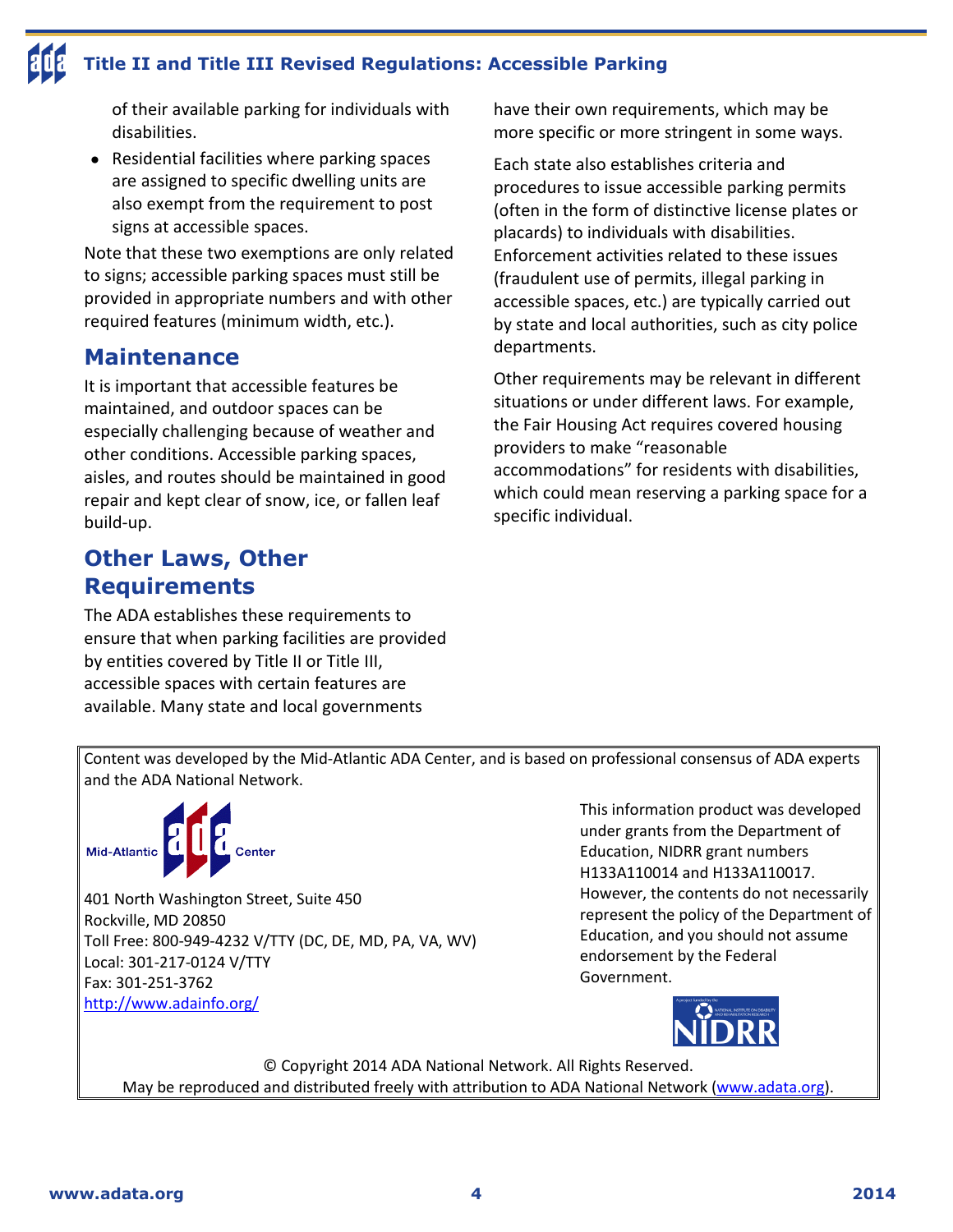of their available parking for individuals with disabilities.

- Residential facilities where parking spaces are assigned to specific dwelling units are also exempt from the requirement to post signs at accessible spaces.

Note that these two exemptions are only related to signs; accessible parking spaces must still be provided in appropriate numbers and with other required features (minimum width, etc.).

## Maintenance

It is important that accessible features be maintained, and outdoor spaces can be especially challenging because of weather and other conditions. Accessible parking spaces, aisles, and routes should be maintained in good repair and kept clear of snow, ice, or fallen leaf build-up.

## Other Laws, Other Requirements

The ADA establishes these requirements to ensure that when parking facilities are provided by entities covered by Title II or Title III, accessible spaces with certain features are available. Many state and local governments have their own requirements, which may be more specific or more stringent in some ways.

Each state also establishes criteria and procedures to issue accessible parking permits (often in the form of distinctive license plates or placards) to individuals with disabilities. Enforcement activities related to these issues (fraudulent use of permits, illegal parking in accessible spaces, etc.) are typically carried out by state and local authorities, such as city police departments.

Other requirements may be relevant in different situations or under different laws. For example, the Fair Housing Act requires covered housing providers to make "reasonable accommodations" for residents with disabilities, which could mean reserving a parking space for a specific individual.

---

Content was developed by the Mid-Atlantic ADA Center, and is based on professional consensus of ADA experts and the ADA National Network.

Mid-Atlantic ADA Center

401 North Washington Street, Suite 450
Rockville, MD 20850
Toll Free: 800-949-4232 V/TTY (DC, DE, MD, PA, VA, WV)
Local: 301-217-0124 V/TTY
Fax: 301-251-3762
http://www.adainfo.org/

This information product was developed under grants from the Department of Education, NIDRR grant numbers H133A110014 and H133A110017. However, the contents do not necessarily represent the policy of the Department of Education, and you should not assume endorsement by the Federal Government.

© Copyright 2014 ADA National Network. All Rights Reserved.
May be reproduced and distributed freely with attribution to ADA National Network (www.adata.org).